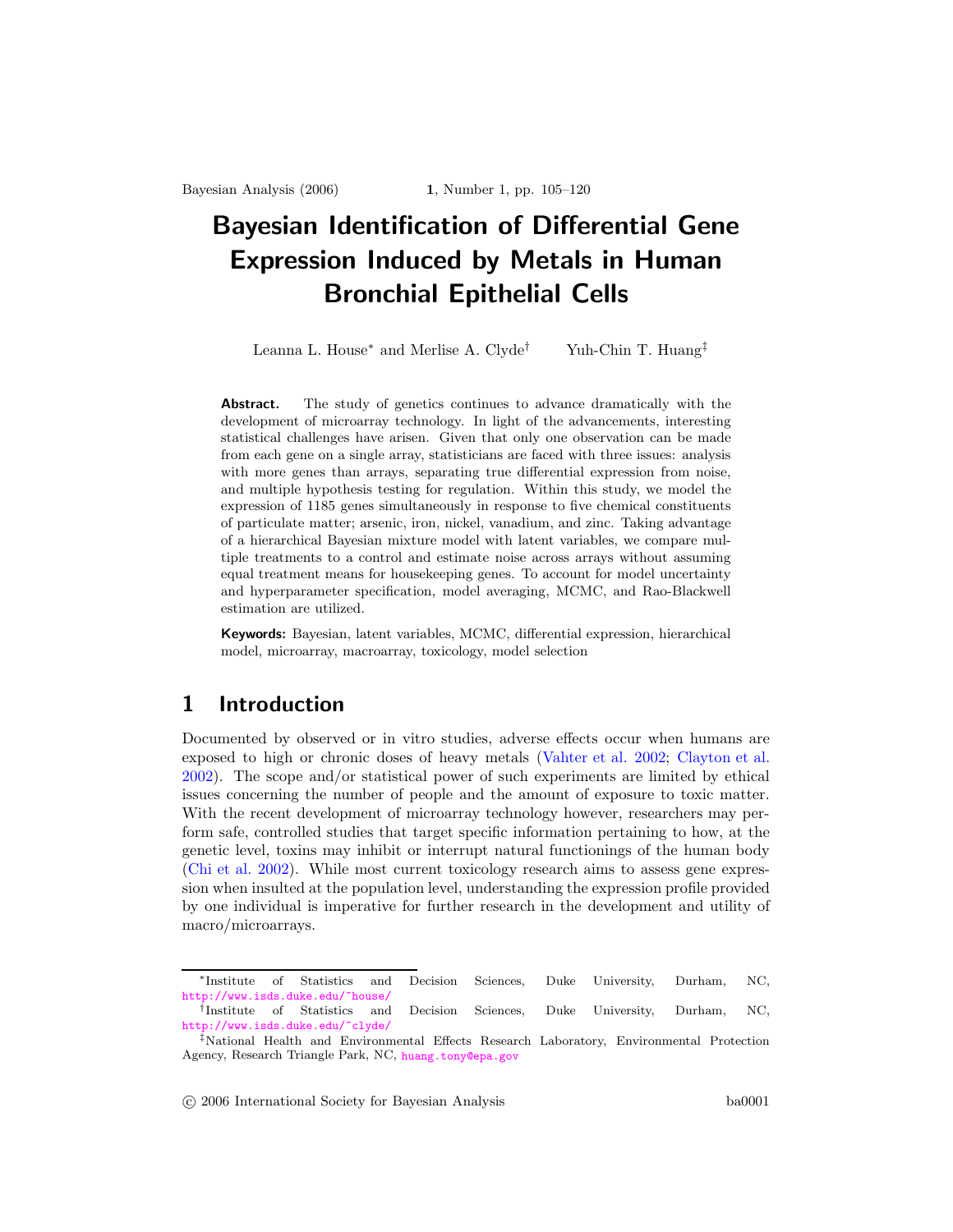# Bayesian Identification of Differential Gene Expression Induced by Metals in Human Bronchial Epithelial Cells

Leanna L. House[*] and Merlise A. Clyde[†] Yuh-Chin T. Huang[‡]

**Abstract.** The study of genetics continues to advance dramatically with the development of microarray technology. In light of the advancements, interesting statistical challenges have arisen. Given that only one observation can be made from each gene on a single array, statisticians are faced with three issues: analysis with more genes than arrays, separating true differential expression from noise, and multiple hypothesis testing for regulation. Within this study, we model the expression of 1185 genes simultaneously in response to five chemical constituents of particulate matter; arsenic, iron, nickel, vanadium, and zinc. Taking advantage of a hierarchical Bayesian mixture model with latent variables, we compare multiple treatments to a control and estimate noise across arrays without assuming equal treatment means for housekeeping genes. To account for model uncertainty and hyperparameter specification, model averaging, MCMC, and Rao-Blackwell estimation are utilized.

**Keywords:** Bayesian, latent variables, MCMC, differential expression, hierarchical model, microarray, macroarray, toxicology, model selection

## 1 Introduction

Documented by observed or in vitro studies, adverse effects occur when humans are exposed to high or chronic doses of heavy metals (Vahter et al. 2002; Clayton et al. 2002). The scope and/or statistical power of such experiments are limited by ethical issues concerning the number of people and the amount of exposure to toxic matter. With the recent development of microarray technology however, researchers may perform safe, controlled studies that target specific information pertaining to how, at the genetic level, toxins may inhibit or interrupt natural functionings of the human body (Chi et al. 2002). While most current toxicology research aims to assess gene expression when insulted at the population level, understanding the expression profile provided by one individual is imperative for further research in the development and utility of macro/microarrays.

---

[*] Institute of Statistics and Decision Sciences, Duke University, Durham, NC, http://www.isds.duke.edu/~house/

[†] Institute of Statistics and Decision Sciences, Duke University, Durham, NC, http://www.isds.duke.edu/~clyde/

[‡] National Health and Environmental Effects Research Laboratory, Environmental Protection Agency, Research Triangle Park, NC, huang.tony@epa.gov

© 2006 International Society for Bayesian Analysis ba0001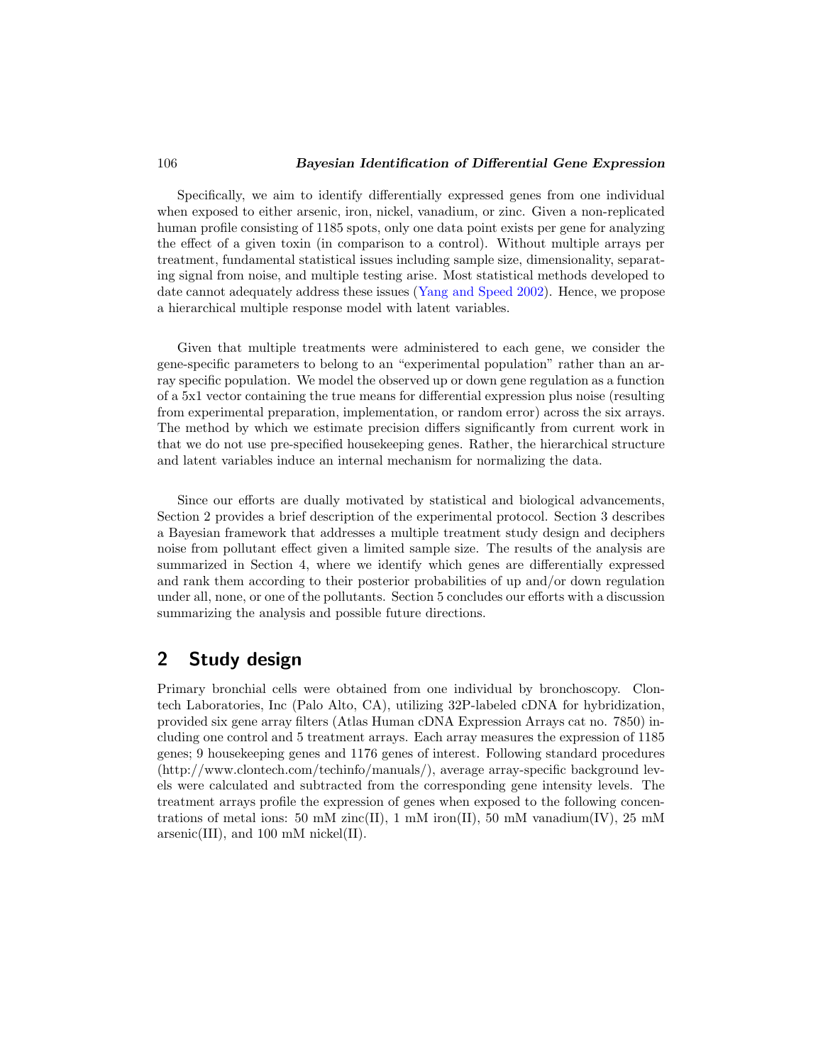Specifically, we aim to identify differentially expressed genes from one individual when exposed to either arsenic, iron, nickel, vanadium, or zinc. Given a non-replicated human profile consisting of 1185 spots, only one data point exists per gene for analyzing the effect of a given toxin (in comparison to a control). Without multiple arrays per treatment, fundamental statistical issues including sample size, dimensionality, separating signal from noise, and multiple testing arise. Most statistical methods developed to date cannot adequately address these issues (Yang and Speed 2002). Hence, we propose a hierarchical multiple response model with latent variables.

Given that multiple treatments were administered to each gene, we consider the gene-specific parameters to belong to an "experimental population" rather than an array specific population. We model the observed up or down gene regulation as a function of a 5x1 vector containing the true means for differential expression plus noise (resulting from experimental preparation, implementation, or random error) across the six arrays. The method by which we estimate precision differs significantly from current work in that we do not use pre-specified housekeeping genes. Rather, the hierarchical structure and latent variables induce an internal mechanism for normalizing the data.

Since our efforts are dually motivated by statistical and biological advancements, Section 2 provides a brief description of the experimental protocol. Section 3 describes a Bayesian framework that addresses a multiple treatment study design and deciphers noise from pollutant effect given a limited sample size. The results of the analysis are summarized in Section 4, where we identify which genes are differentially expressed and rank them according to their posterior probabilities of up and/or down regulation under all, none, or one of the pollutants. Section 5 concludes our efforts with a discussion summarizing the analysis and possible future directions.

## 2 Study design

Primary bronchial cells were obtained from one individual by bronchoscopy. Clontech Laboratories, Inc (Palo Alto, CA), utilizing 32P-labeled cDNA for hybridization, provided six gene array filters (Atlas Human cDNA Expression Arrays cat no. 7850) including one control and 5 treatment arrays. Each array measures the expression of 1185 genes; 9 housekeeping genes and 1176 genes of interest. Following standard procedures (http://www.clontech.com/techinfo/manuals/), average array-specific background levels were calculated and subtracted from the corresponding gene intensity levels. The treatment arrays profile the expression of genes when exposed to the following concentrations of metal ions: 50 mM zinc(II), 1 mM iron(II), 50 mM vanadium(IV), 25 mM arsenic(III), and 100 mM nickel(II).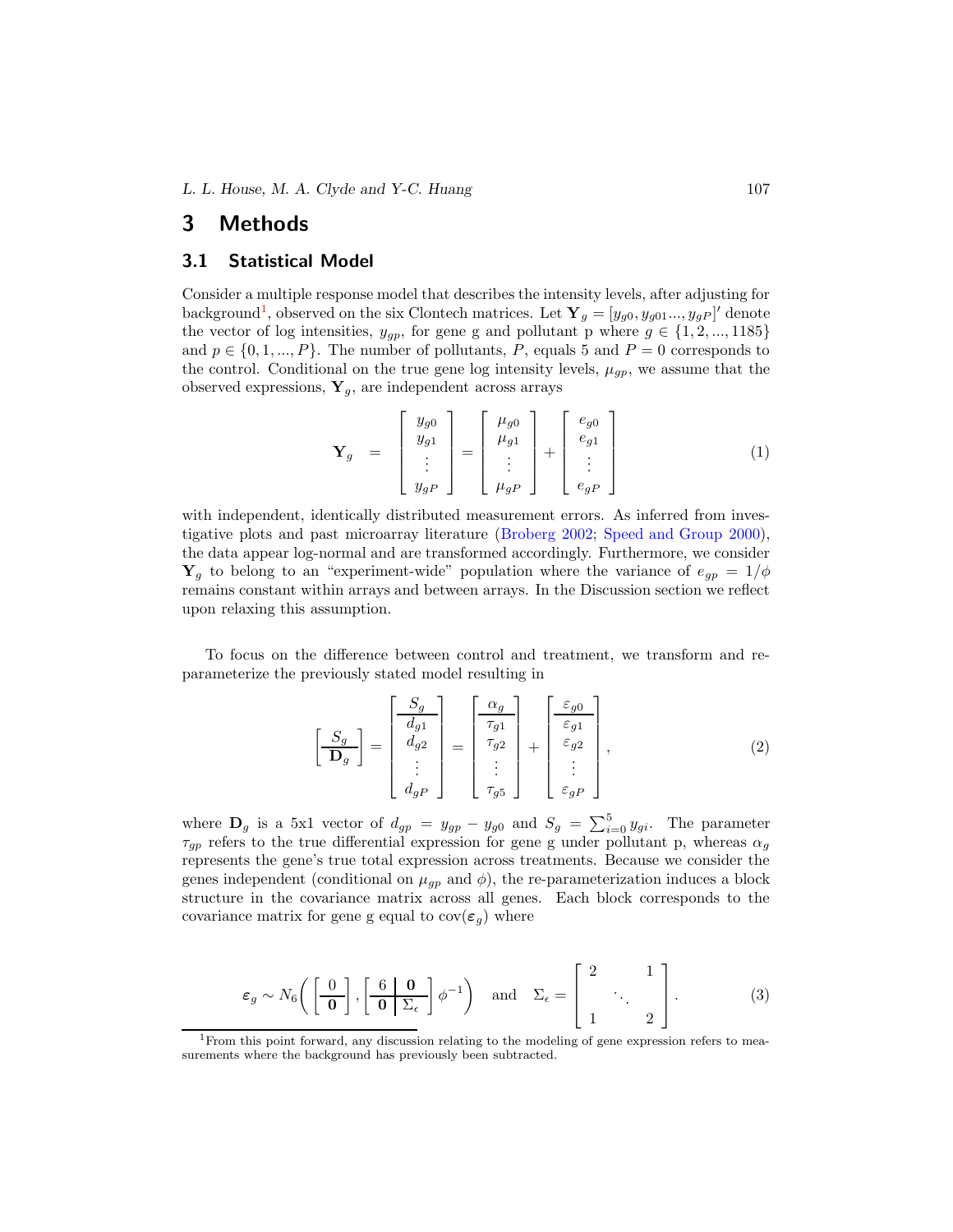# 3 Methods

## 3.1 Statistical Model

Consider a multiple response model that describes the intensity levels, after adjusting for background[1], observed on the six Clontech matrices. Let $\mathbf{Y}_g = [y_{g0}, y_{g01}..., y_{gP}]'$ denote the vector of log intensities, $y_{gp}$, for gene g and pollutant p where $g \in \{1, 2, ..., 1185\}$ and $p \in \{0, 1, ..., P\}$. The number of pollutants, $P$, equals 5 and $P = 0$ corresponds to the control. Conditional on the true gene log intensity levels, $\mu_{gp}$, we assume that the observed expressions, $\mathbf{Y}_g$, are independent across arrays

$$\mathbf{Y}_g = \begin{bmatrix} y_{g0} \\ y_{g1} \\ \vdots \\ y_{gP} \end{bmatrix} = \begin{bmatrix} \mu_{g0} \\ \mu_{g1} \\ \vdots \\ \mu_{gP} \end{bmatrix} + \begin{bmatrix} e_{g0} \\ e_{g1} \\ \vdots \\ e_{gP} \end{bmatrix} \tag{1}$$

with independent, identically distributed measurement errors. As inferred from investigative plots and past microarray literature (Broberg 2002; Speed and Group 2000), the data appear log-normal and are transformed accordingly. Furthermore, we consider $\mathbf{Y}_g$ to belong to an "experiment-wide" population where the variance of $e_{gp} = 1/\phi$ remains constant within arrays and between arrays. In the Discussion section we reflect upon relaxing this assumption.

To focus on the difference between control and treatment, we transform and re-parameterize the previously stated model resulting in

$$\left[\begin{array}{c} S_g \\ \hline \mathbf{D}_g \end{array}\right] = \left[\begin{array}{c} S_g \\ \hline d_{g1} \\ d_{g2} \\ \vdots \\ d_{gP} \end{array}\right] = \left[\begin{array}{c} \alpha_g \\ \hline \tau_{g1} \\ \tau_{g2} \\ \vdots \\ \tau_{g5} \end{array}\right] + \left[\begin{array}{c} \varepsilon_{g0} \\ \hline \varepsilon_{g1} \\ \varepsilon_{g2} \\ \vdots \\ \varepsilon_{gP} \end{array}\right], \tag{2}$$

where $\mathbf{D}_g$ is a 5x1 vector of $d_{gp} = y_{gp} - y_{g0}$ and $S_g = \sum_{i=0}^{5} y_{gi}$. The parameter $\tau_{gp}$ refers to the true differential expression for gene g under pollutant p, whereas $\alpha_g$ represents the gene's true total expression across treatments. Because we consider the genes independent (conditional on $\mu_{gp}$ and $\phi$), the re-parameterization induces a block structure in the covariance matrix across all genes. Each block corresponds to the covariance matrix for gene g equal to $\text{cov}(\boldsymbol{\varepsilon}_g)$ where

$$\boldsymbol{\varepsilon}_g \sim N_6\left( \left[\begin{array}{c} 0 \\ \hline \mathbf{0} \end{array}\right], \left[\begin{array}{c|c} 6 & \mathbf{0} \\ \hline \mathbf{0} & \Sigma_\epsilon \end{array}\right] \phi^{-1} \right) \quad \text{and} \quad \Sigma_\epsilon = \begin{bmatrix} 2 & & 1 \\ & \ddots & \\ 1 & & 2 \end{bmatrix}. \tag{3}$$

[1] From this point forward, any discussion relating to the modeling of gene expression refers to measurements where the background has previously been subtracted.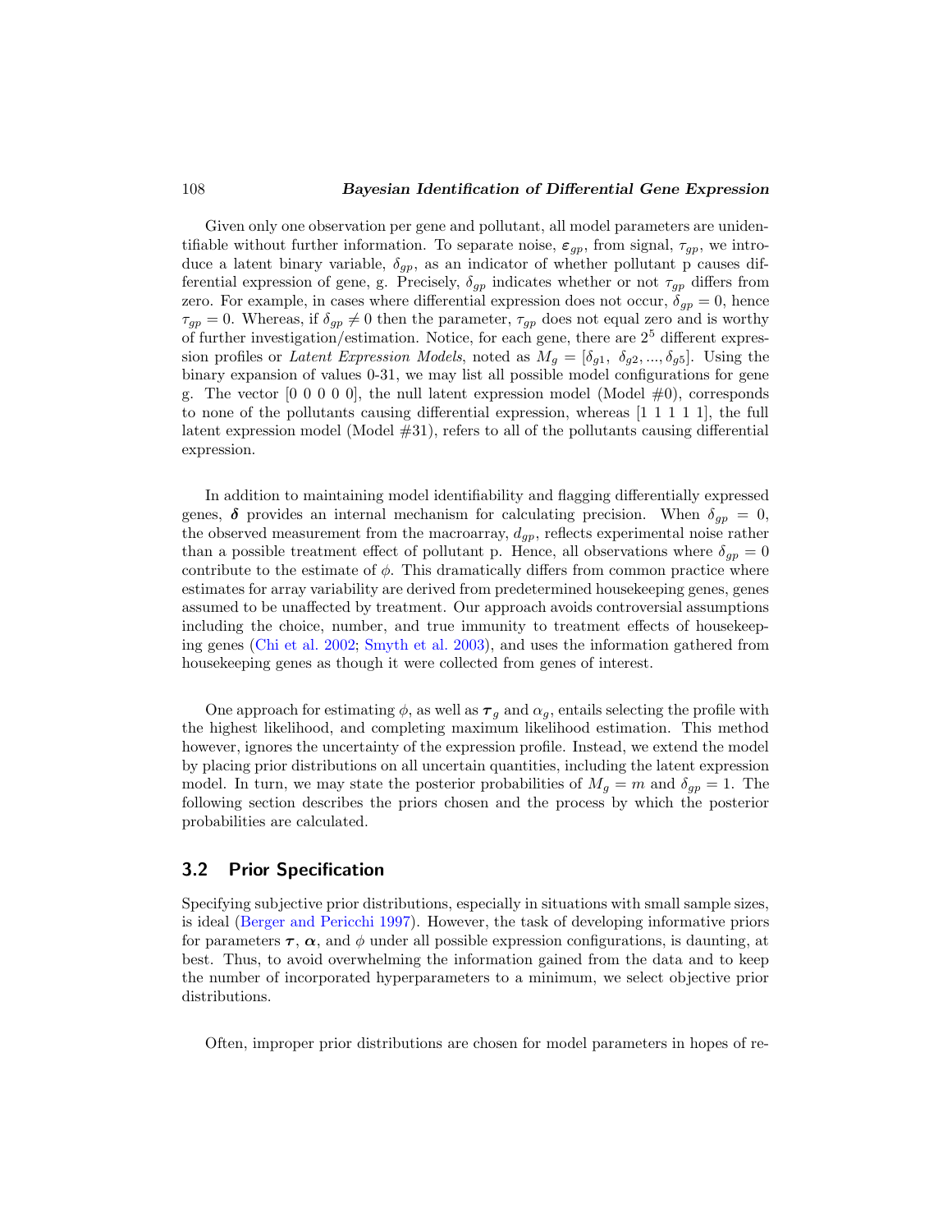Given only one observation per gene and pollutant, all model parameters are unidentifiable without further information. To separate noise, $\boldsymbol{\varepsilon}_{gp}$, from signal, $\tau_{gp}$, we introduce a latent binary variable, $\delta_{gp}$, as an indicator of whether pollutant p causes differential expression of gene, g. Precisely, $\delta_{gp}$ indicates whether or not $\tau_{gp}$ differs from zero. For example, in cases where differential expression does not occur, $\delta_{gp} = 0$, hence $\tau_{gp} = 0$. Whereas, if $\delta_{gp} \neq 0$ then the parameter, $\tau_{gp}$ does not equal zero and is worthy of further investigation/estimation. Notice, for each gene, there are $2^5$ different expression profiles or *Latent Expression Models*, noted as $M_g = [\delta_{g1},\ \delta_{g2}, ..., \delta_{g5}]$. Using the binary expansion of values 0-31, we may list all possible model configurations for gene g. The vector [0 0 0 0 0], the null latent expression model (Model #0), corresponds to none of the pollutants causing differential expression, whereas [1 1 1 1 1], the full latent expression model (Model #31), refers to all of the pollutants causing differential expression.

In addition to maintaining model identifiability and flagging differentially expressed genes, $\boldsymbol{\delta}$ provides an internal mechanism for calculating precision. When $\delta_{gp} = 0$, the observed measurement from the macroarray, $d_{gp}$, reflects experimental noise rather than a possible treatment effect of pollutant p. Hence, all observations where $\delta_{gp} = 0$ contribute to the estimate of $\phi$. This dramatically differs from common practice where estimates for array variability are derived from predetermined housekeeping genes, genes assumed to be unaffected by treatment. Our approach avoids controversial assumptions including the choice, number, and true immunity to treatment effects of housekeeping genes (Chi et al. 2002; Smyth et al. 2003), and uses the information gathered from housekeeping genes as though it were collected from genes of interest.

One approach for estimating $\phi$, as well as $\boldsymbol{\tau}_g$ and $\alpha_g$, entails selecting the profile with the highest likelihood, and completing maximum likelihood estimation. This method however, ignores the uncertainty of the expression profile. Instead, we extend the model by placing prior distributions on all uncertain quantities, including the latent expression model. In turn, we may state the posterior probabilities of $M_g = m$ and $\delta_{gp} = 1$. The following section describes the priors chosen and the process by which the posterior probabilities are calculated.

## 3.2 Prior Specification

Specifying subjective prior distributions, especially in situations with small sample sizes, is ideal (Berger and Pericchi 1997). However, the task of developing informative priors for parameters $\boldsymbol{\tau}$, $\boldsymbol{\alpha}$, and $\phi$ under all possible expression configurations, is daunting, at best. Thus, to avoid overwhelming the information gained from the data and to keep the number of incorporated hyperparameters to a minimum, we select objective prior distributions.

Often, improper prior distributions are chosen for model parameters in hopes of re-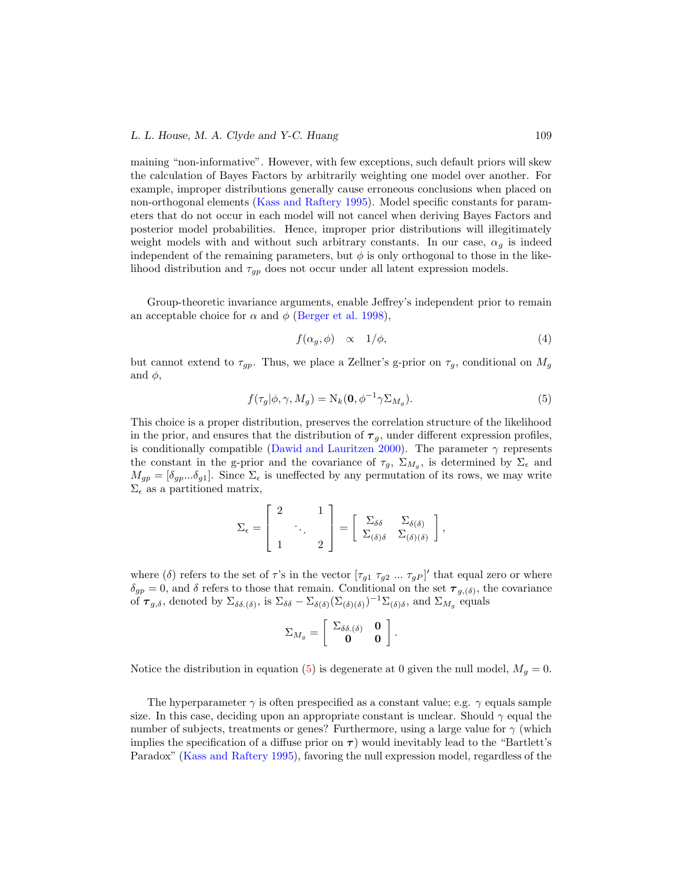maining "non-informative". However, with few exceptions, such default priors will skew the calculation of Bayes Factors by arbitrarily weighting one model over another. For example, improper distributions generally cause erroneous conclusions when placed on non-orthogonal elements (Kass and Raftery 1995). Model specific constants for parameters that do not occur in each model will not cancel when deriving Bayes Factors and posterior model probabilities. Hence, improper prior distributions will illegitimately weight models with and without such arbitrary constants. In our case, $\alpha_g$ is indeed independent of the remaining parameters, but $\phi$ is only orthogonal to those in the likelihood distribution and $\tau_{gp}$ does not occur under all latent expression models.

Group-theoretic invariance arguments, enable Jeffrey's independent prior to remain an acceptable choice for $\alpha$ and $\phi$ (Berger et al. 1998),

$$f(\alpha_g, \phi) \quad \propto \quad 1/\phi, \tag{4}$$

but cannot extend to $\tau_{gp}$. Thus, we place a Zellner's g-prior on $\tau_g$, conditional on $M_g$ and $\phi$,

$$f(\tau_g|\phi, \gamma, M_g) = \mathrm{N}_k(\mathbf{0}, \phi^{-1}\gamma\Sigma_{M_g}). \tag{5}$$

This choice is a proper distribution, preserves the correlation structure of the likelihood in the prior, and ensures that the distribution of $\boldsymbol{\tau}_g$, under different expression profiles, is conditionally compatible (Dawid and Lauritzen 2000). The parameter $\gamma$ represents the constant in the g-prior and the covariance of $\tau_g$, $\Sigma_{M_g}$, is determined by $\Sigma_\epsilon$ and $M_{gp} = [\delta_{gp} ... \delta_{g1}]$. Since $\Sigma_\epsilon$ is uneffected by any permutation of its rows, we may write $\Sigma_\epsilon$ as a partitioned matrix,

$$\Sigma_\epsilon = \begin{bmatrix} 2 & & 1 \\ & \ddots & \\ 1 & & 2 \end{bmatrix} = \begin{bmatrix} \Sigma_{\delta\delta} & \Sigma_{\delta(\delta)} \\ \Sigma_{(\delta)\delta} & \Sigma_{(\delta)(\delta)} \end{bmatrix},$$

where $(\delta)$ refers to the set of $\tau$'s in the vector $[\tau_{g1}\ \tau_{g2}\ ...\ \tau_{gP}]'$ that equal zero or where $\delta_{gp} = 0$, and $\delta$ refers to those that remain. Conditional on the set $\boldsymbol{\tau}_{g,(\delta)}$, the covariance of $\boldsymbol{\tau}_{g,\delta}$, denoted by $\Sigma_{\delta\delta.(\delta)}$, is $\Sigma_{\delta\delta} - \Sigma_{\delta(\delta)}(\Sigma_{(\delta)(\delta)})^{-1}\Sigma_{(\delta)\delta}$, and $\Sigma_{M_g}$ equals

$$\Sigma_{M_g} = \begin{bmatrix} \Sigma_{\delta\delta.(\delta)} & \mathbf{0} \\ \mathbf{0} & \mathbf{0} \end{bmatrix}.$$

Notice the distribution in equation (5) is degenerate at 0 given the null model, $M_g = 0$.

The hyperparameter $\gamma$ is often prespecified as a constant value; e.g. $\gamma$ equals sample size. In this case, deciding upon an appropriate constant is unclear. Should $\gamma$ equal the number of subjects, treatments or genes? Furthermore, using a large value for $\gamma$ (which implies the specification of a diffuse prior on $\boldsymbol{\tau}$) would inevitably lead to the "Bartlett's Paradox" (Kass and Raftery 1995), favoring the null expression model, regardless of the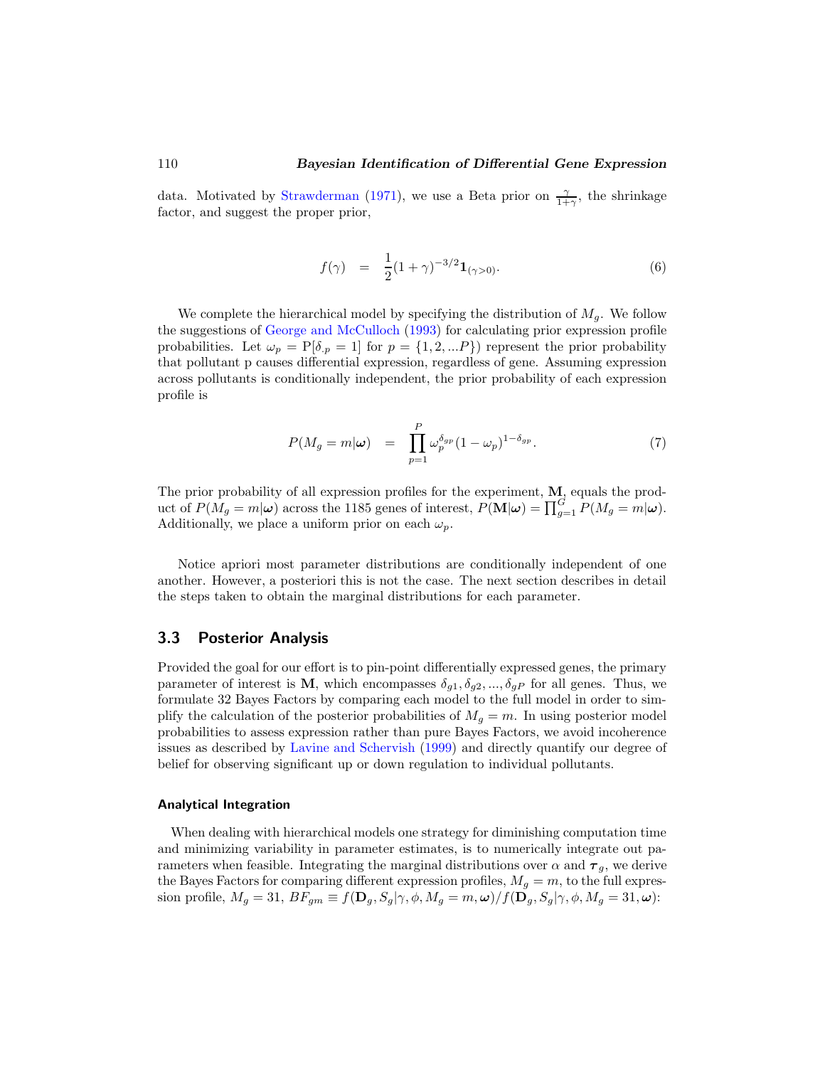data. Motivated by Strawderman (1971), we use a Beta prior on $\frac{\gamma}{1+\gamma}$, the shrinkage factor, and suggest the proper prior,

$$f(\gamma) \quad = \quad \frac{1}{2}(1+\gamma)^{-3/2}\mathbf{1}_{(\gamma>0)}. \tag{6}$$

We complete the hierarchical model by specifying the distribution of $M_g$. We follow the suggestions of George and McCulloch (1993) for calculating prior expression profile probabilities. Let $\omega_p = \text{P}[\delta_{.p} = 1]$ for $p = \{1, 2, ...P\}$) represent the prior probability that pollutant p causes differential expression, regardless of gene. Assuming expression across pollutants is conditionally independent, the prior probability of each expression profile is

$$P(M_g = m|\boldsymbol{\omega}) \quad = \quad \prod_{p=1}^{P} \omega_p^{\delta_{gp}}(1-\omega_p)^{1-\delta_{gp}}. \tag{7}$$

The prior probability of all expression profiles for the experiment, $\mathbf{M}$, equals the product of $P(M_g = m|\boldsymbol{\omega})$ across the 1185 genes of interest, $P(\mathbf{M}|\boldsymbol{\omega}) = \prod_{g=1}^{G} P(M_g = m|\boldsymbol{\omega})$. Additionally, we place a uniform prior on each $\omega_p$.

Notice apriori most parameter distributions are conditionally independent of one another. However, a posteriori this is not the case. The next section describes in detail the steps taken to obtain the marginal distributions for each parameter.

## 3.3 Posterior Analysis

Provided the goal for our effort is to pin-point differentially expressed genes, the primary parameter of interest is $\mathbf{M}$, which encompasses $\delta_{g1}, \delta_{g2}, ..., \delta_{gP}$ for all genes. Thus, we formulate 32 Bayes Factors by comparing each model to the full model in order to simplify the calculation of the posterior probabilities of $M_g = m$. In using posterior model probabilities to assess expression rather than pure Bayes Factors, we avoid incoherence issues as described by Lavine and Schervish (1999) and directly quantify our degree of belief for observing significant up or down regulation to individual pollutants.

#### Analytical Integration

When dealing with hierarchical models one strategy for diminishing computation time and minimizing variability in parameter estimates, is to numerically integrate out parameters when feasible. Integrating the marginal distributions over $\alpha$ and $\boldsymbol{\tau}_g$, we derive the Bayes Factors for comparing different expression profiles, $M_g = m$, to the full expression profile, $M_g = 31$, $BF_{gm} \equiv f(\mathbf{D}_g, S_g|\gamma, \phi, M_g = m, \boldsymbol{\omega})/f(\mathbf{D}_g, S_g|\gamma, \phi, M_g = 31, \boldsymbol{\omega})$: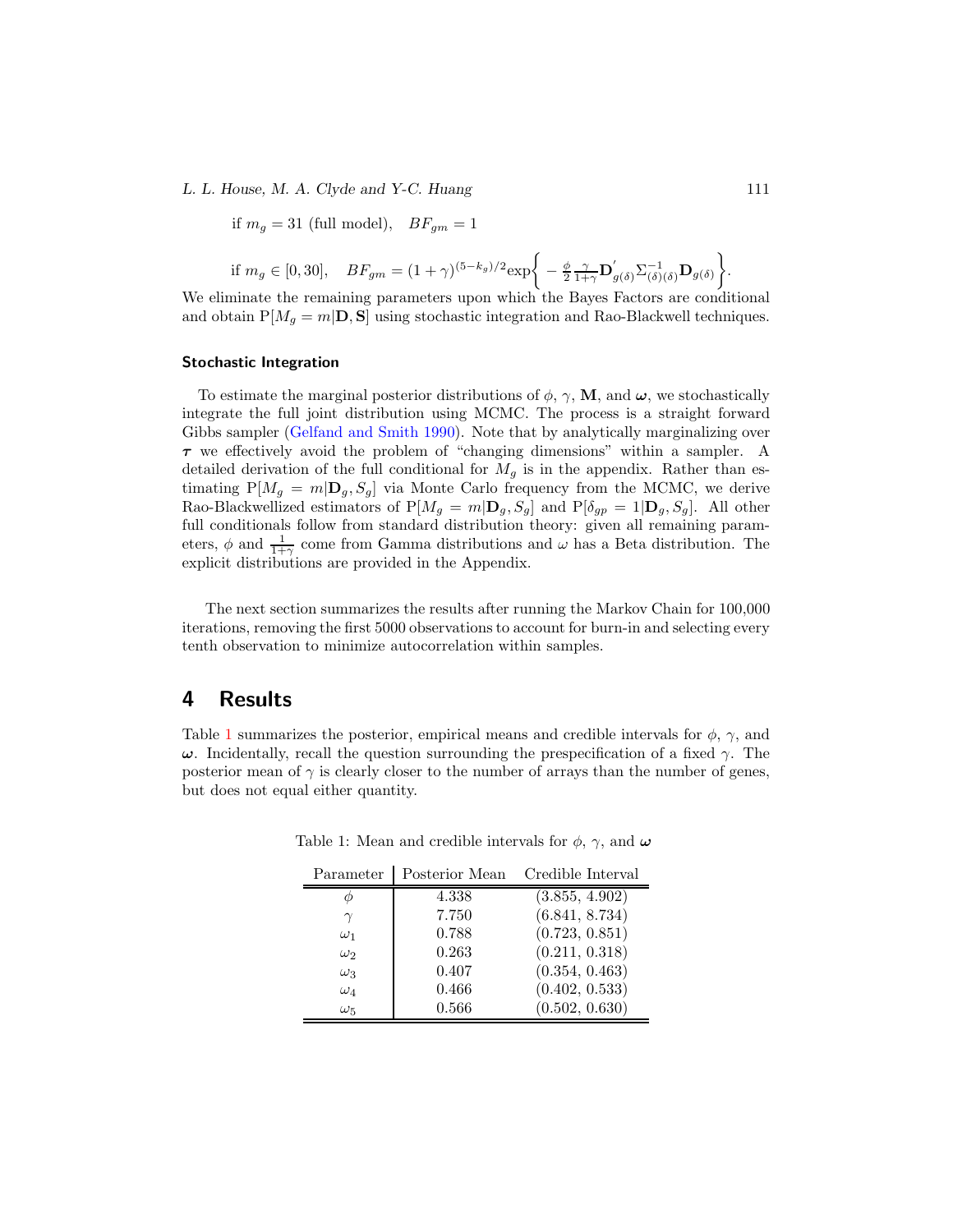if $m_g = 31$ (full model), $\quad BF_{gm} = 1$

if $m_g \in [0, 30]$, $\quad BF_{gm} = (1+\gamma)^{(5-k_g)/2} \exp\bigg\{ -\frac{\phi}{2}\frac{\gamma}{1+\gamma}\mathbf{D}^{'}_{g(\delta)}\Sigma^{-1}_{(\delta)(\delta)}\mathbf{D}_{g(\delta)}\bigg\}.$

We eliminate the remaining parameters upon which the Bayes Factors are conditional and obtain $\mathrm{P}[M_g = m|\mathbf{D}, \mathbf{S}]$ using stochastic integration and Rao-Blackwell techniques.

#### Stochastic Integration

To estimate the marginal posterior distributions of $\phi$, $\gamma$, $\mathbf{M}$, and $\boldsymbol{\omega}$, we stochastically integrate the full joint distribution using MCMC. The process is a straight forward Gibbs sampler (Gelfand and Smith 1990). Note that by analytically marginalizing over $\boldsymbol{\tau}$ we effectively avoid the problem of "changing dimensions" within a sampler. A detailed derivation of the full conditional for $M_g$ is in the appendix. Rather than estimating $\mathrm{P}[M_g = m|\mathbf{D}_g, S_g]$ via Monte Carlo frequency from the MCMC, we derive Rao-Blackwellized estimators of $\mathrm{P}[M_g = m|\mathbf{D}_g, S_g]$ and $\mathrm{P}[\delta_{gp} = 1|\mathbf{D}_g, S_g]$. All other full conditionals follow from standard distribution theory: given all remaining parameters, $\phi$ and $\frac{1}{1+\gamma}$ come from Gamma distributions and $\omega$ has a Beta distribution. The explicit distributions are provided in the Appendix.

The next section summarizes the results after running the Markov Chain for 100,000 iterations, removing the first 5000 observations to account for burn-in and selecting every tenth observation to minimize autocorrelation within samples.

## 4 Results

Table 1 summarizes the posterior, empirical means and credible intervals for $\phi$, $\gamma$, and $\boldsymbol{\omega}$. Incidentally, recall the question surrounding the prespecification of a fixed $\gamma$. The posterior mean of $\gamma$ is clearly closer to the number of arrays than the number of genes, but does not equal either quantity.

Table 1: Mean and credible intervals for $\phi$, $\gamma$, and $\boldsymbol{\omega}$

| Parameter | Posterior Mean | Credible Interval |
|---|---|---|
| $\phi$ | 4.338 | (3.855, 4.902) |
| $\gamma$ | 7.750 | (6.841, 8.734) |
| $\omega_1$ | 0.788 | (0.723, 0.851) |
| $\omega_2$ | 0.263 | (0.211, 0.318) |
| $\omega_3$ | 0.407 | (0.354, 0.463) |
| $\omega_4$ | 0.466 | (0.402, 0.533) |
| $\omega_5$ | 0.566 | (0.502, 0.630) |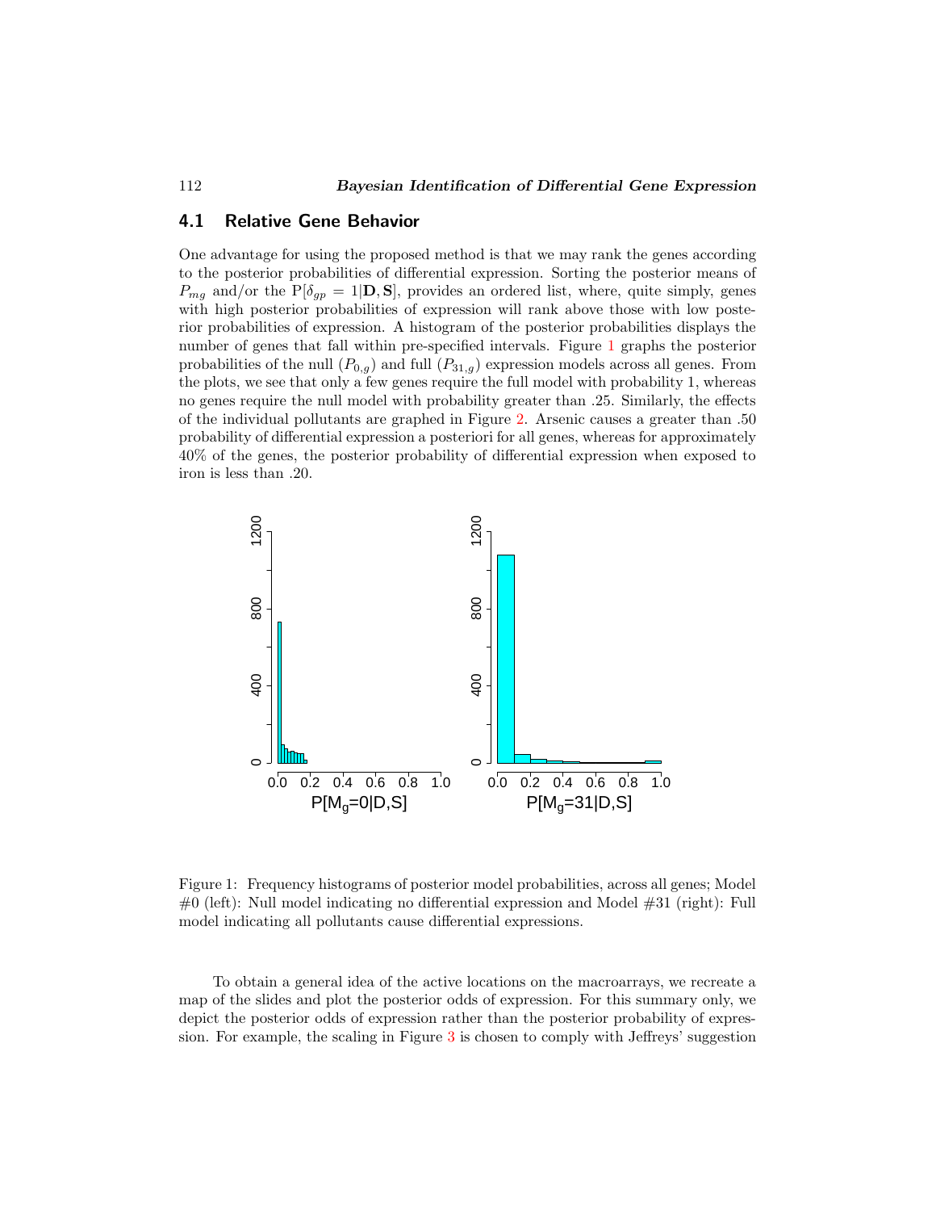## 4.1 Relative Gene Behavior

One advantage for using the proposed method is that we may rank the genes according to the posterior probabilities of differential expression. Sorting the posterior means of $P_{mg}$ and/or the $\mathrm{P}[\delta_{gp} = 1|\mathbf{D}, \mathbf{S}]$, provides an ordered list, where, quite simply, genes with high posterior probabilities of expression will rank above those with low posterior probabilities of expression. A histogram of the posterior probabilities displays the number of genes that fall within pre-specified intervals. Figure 1 graphs the posterior probabilities of the null ($P_{0,g}$) and full ($P_{31,g}$) expression models across all genes. From the plots, we see that only a few genes require the full model with probability 1, whereas no genes require the null model with probability greater than .25. Similarly, the effects of the individual pollutants are graphed in Figure 2. Arsenic causes a greater than .50 probability of differential expression a posteriori for all genes, whereas for approximately 40% of the genes, the posterior probability of differential expression when exposed to iron is less than .20.

Figure 1: Frequency histograms of posterior model probabilities, across all genes; Model #0 (left): Null model indicating no differential expression and Model #31 (right): Full model indicating all pollutants cause differential expressions.

To obtain a general idea of the active locations on the macroarrays, we recreate a map of the slides and plot the posterior odds of expression. For this summary only, we depict the posterior odds of expression rather than the posterior probability of expression. For example, the scaling in Figure 3 is chosen to comply with Jeffreys' suggestion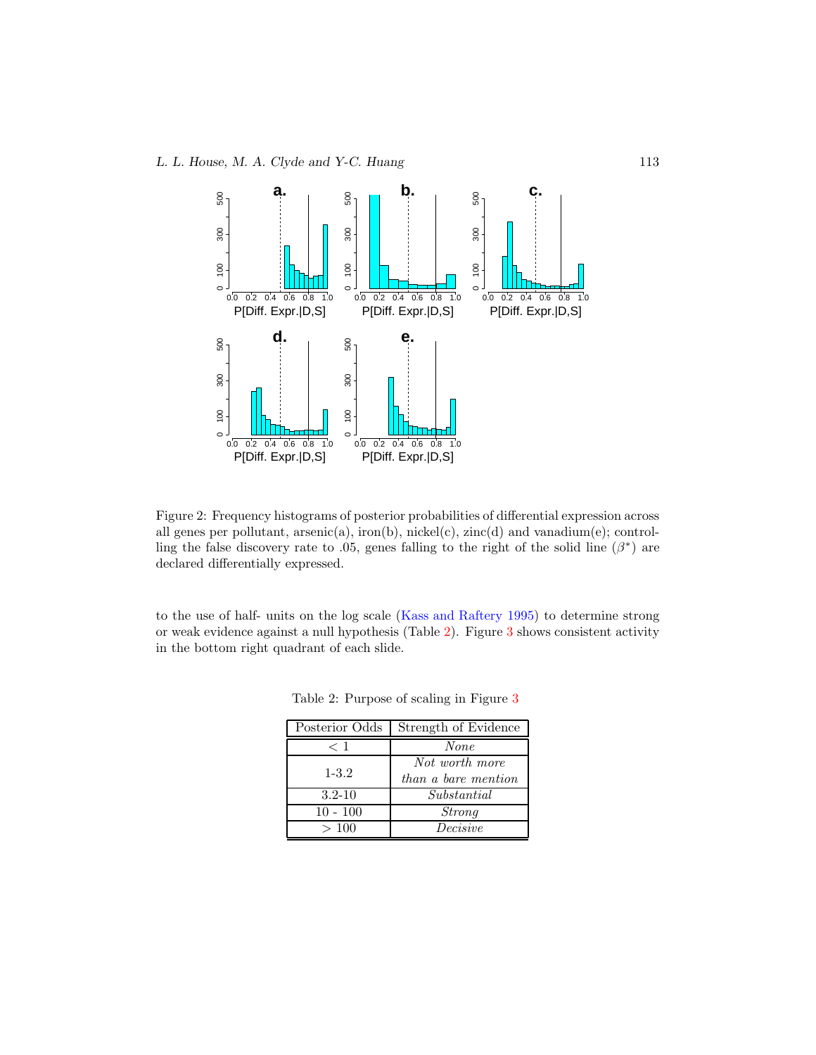Figure 2: Frequency histograms of posterior probabilities of differential expression across all genes per pollutant, arsenic(a), iron(b), nickel(c), zinc(d) and vanadium(e); controlling the false discovery rate to .05, genes falling to the right of the solid line ($\beta^*$) are declared differentially expressed.

to the use of half- units on the log scale (Kass and Raftery 1995) to determine strong or weak evidence against a null hypothesis (Table 2). Figure 3 shows consistent activity in the bottom right quadrant of each slide.

Table 2: Purpose of scaling in Figure 3

| Posterior Odds | Strength of Evidence |
|---|---|
| $< 1$ | *None* |
| 1-3.2 | *Not worth more than a bare mention* |
| 3.2-10 | *Substantial* |
| 10 - 100 | *Strong* |
| $> 100$ | *Decisive* |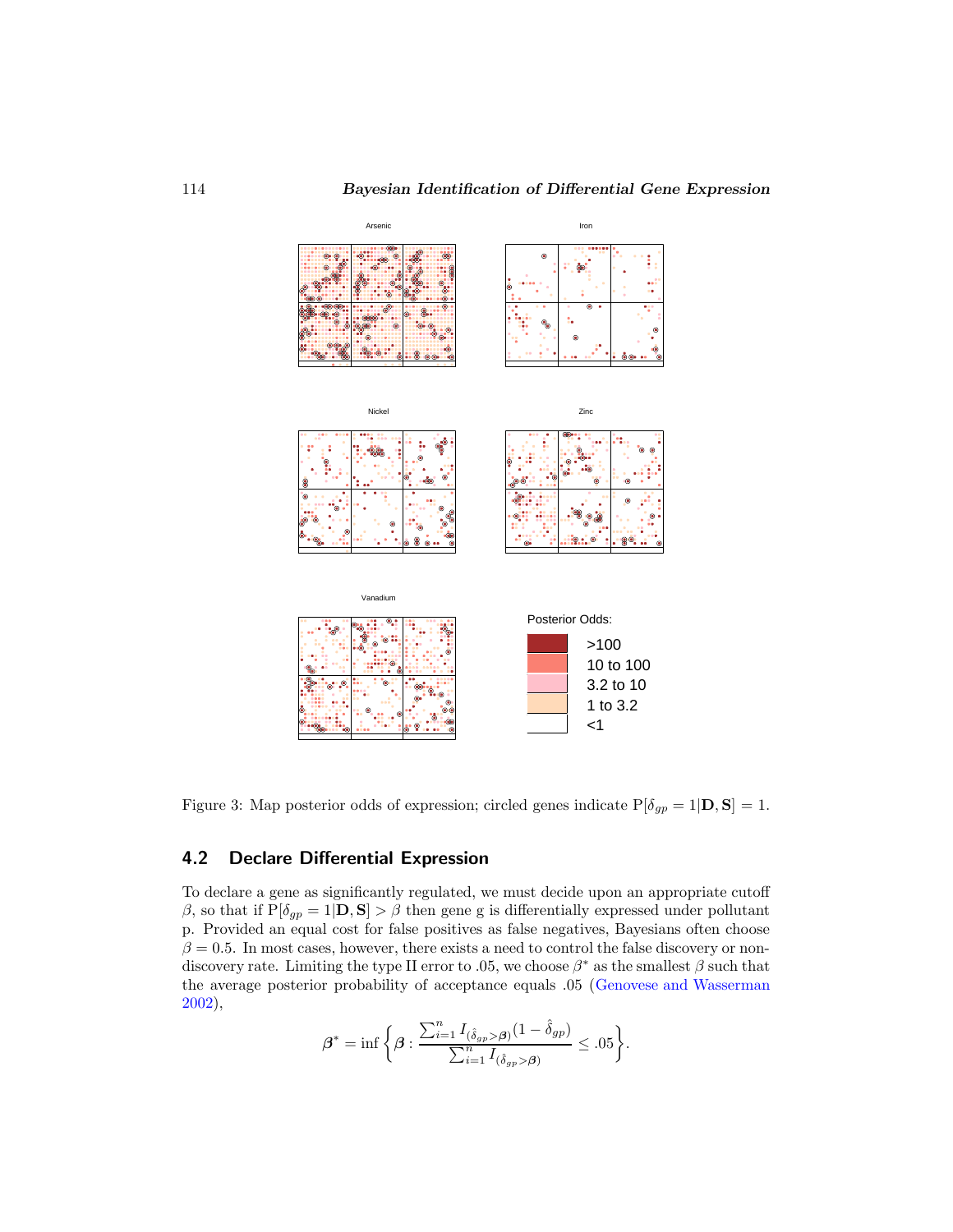Figure 3: Map posterior odds of expression; circled genes indicate $\mathrm{P}[\delta_{gp} = 1|\mathbf{D}, \mathbf{S}] = 1$.

## 4.2 Declare Differential Expression

To declare a gene as significantly regulated, we must decide upon an appropriate cutoff $\beta$, so that if $\mathrm{P}[\delta_{gp} = 1|\mathbf{D}, \mathbf{S}] > \beta$ then gene g is differentially expressed under pollutant p. Provided an equal cost for false positives as false negatives, Bayesians often choose $\beta = 0.5$. In most cases, however, there exists a need to control the false discovery or non-discovery rate. Limiting the type II error to .05, we choose $\beta^*$ as the smallest $\beta$ such that the average posterior probability of acceptance equals .05 (Genovese and Wasserman 2002),

$$\boldsymbol{\beta}^* = \inf \left\{ \boldsymbol{\beta} : \frac{\sum_{i=1}^{n} I_{(\hat{\delta}_{gp} > \boldsymbol{\beta})}(1 - \hat{\delta}_{gp})}{\sum_{i=1}^{n} I_{(\hat{\delta}_{gp} > \boldsymbol{\beta})}} \leq .05 \right\}.$$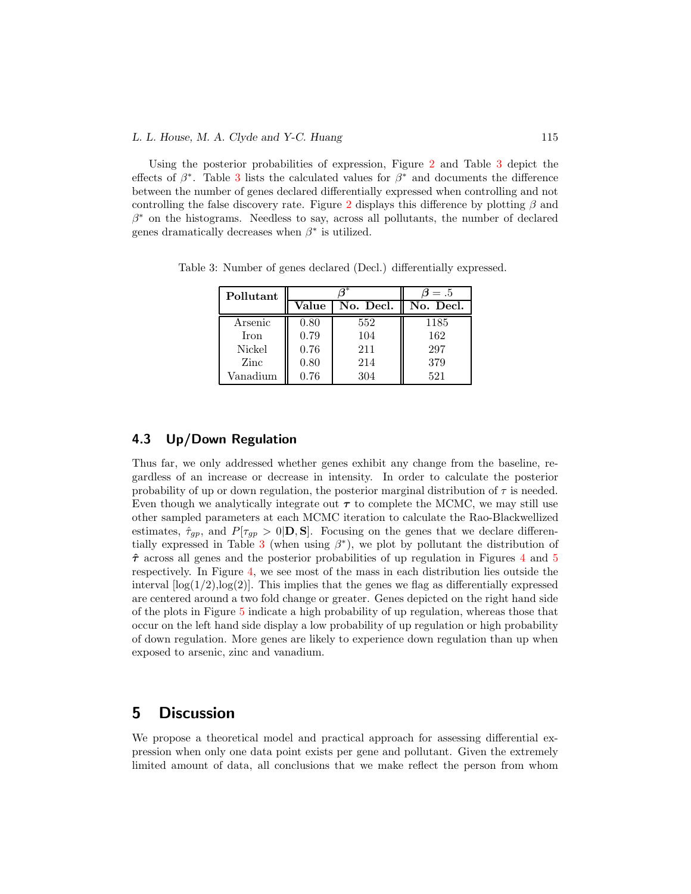Using the posterior probabilities of expression, Figure 2 and Table 3 depict the effects of $\beta^*$. Table 3 lists the calculated values for $\beta^*$ and documents the difference between the number of genes declared differentially expressed when controlling and not controlling the false discovery rate. Figure 2 displays this difference by plotting $\beta$ and $\beta^*$ on the histograms. Needless to say, across all pollutants, the number of declared genes dramatically decreases when $\beta^*$ is utilized.

Table 3: Number of genes declared (Decl.) differentially expressed.

| **Pollutant** | $\boldsymbol{\beta^*}$ | | $\boldsymbol{\beta = .5}$ |
|---|---|---|---|
| | **Value** | **No. Decl.** | **No. Decl.** |
| Arsenic | 0.80 | 552 | 1185 |
| Iron | 0.79 | 104 | 162 |
| Nickel | 0.76 | 211 | 297 |
| Zinc | 0.80 | 214 | 379 |
| Vanadium | 0.76 | 304 | 521 |

### 4.3 Up/Down Regulation

Thus far, we only addressed whether genes exhibit any change from the baseline, regardless of an increase or decrease in intensity. In order to calculate the posterior probability of up or down regulation, the posterior marginal distribution of $\tau$ is needed. Even though we analytically integrate out $\boldsymbol{\tau}$ to complete the MCMC, we may still use other sampled parameters at each MCMC iteration to calculate the Rao-Blackwellized estimates, $\hat{\tau}_{gp}$, and $P[\tau_{gp} > 0|\mathbf{D}, \mathbf{S}]$. Focusing on the genes that we declare differentially expressed in Table 3 (when using $\beta^*$), we plot by pollutant the distribution of $\hat{\boldsymbol{\tau}}$ across all genes and the posterior probabilities of up regulation in Figures 4 and 5 respectively. In Figure 4, we see most of the mass in each distribution lies outside the interval $[\log(1/2),\log(2)]$. This implies that the genes we flag as differentially expressed are centered around a two fold change or greater. Genes depicted on the right hand side of the plots in Figure 5 indicate a high probability of up regulation, whereas those that occur on the left hand side display a low probability of up regulation or high probability of down regulation. More genes are likely to experience down regulation than up when exposed to arsenic, zinc and vanadium.

## 5 Discussion

We propose a theoretical model and practical approach for assessing differential expression when only one data point exists per gene and pollutant. Given the extremely limited amount of data, all conclusions that we make reflect the person from whom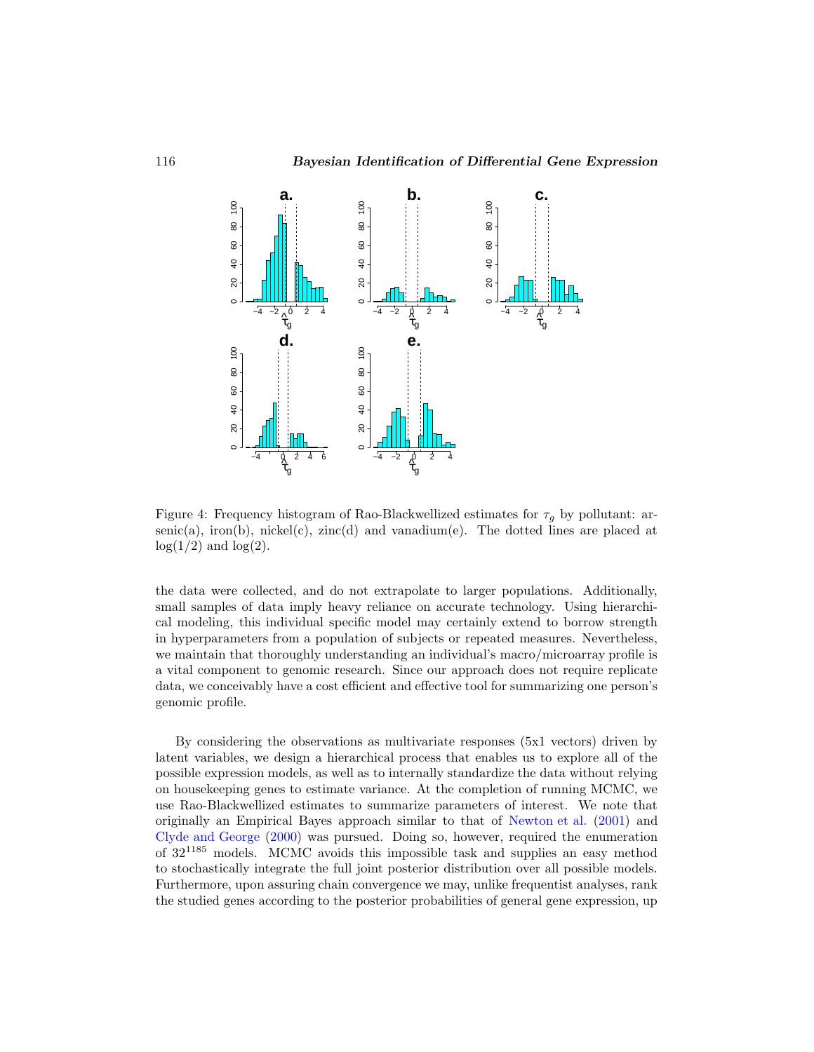Figure 4: Frequency histogram of Rao-Blackwellized estimates for $\tau_g$ by pollutant: arsenic(a), iron(b), nickel(c), zinc(d) and vanadium(e). The dotted lines are placed at $\log(1/2)$ and $\log(2)$.

the data were collected, and do not extrapolate to larger populations. Additionally, small samples of data imply heavy reliance on accurate technology. Using hierarchical modeling, this individual specific model may certainly extend to borrow strength in hyperparameters from a population of subjects or repeated measures. Nevertheless, we maintain that thoroughly understanding an individual's macro/microarray profile is a vital component to genomic research. Since our approach does not require replicate data, we conceivably have a cost efficient and effective tool for summarizing one person's genomic profile.

By considering the observations as multivariate responses (5x1 vectors) driven by latent variables, we design a hierarchical process that enables us to explore all of the possible expression models, as well as to internally standardize the data without relying on housekeeping genes to estimate variance. At the completion of running MCMC, we use Rao-Blackwellized estimates to summarize parameters of interest. We note that originally an Empirical Bayes approach similar to that of Newton et al. (2001) and Clyde and George (2000) was pursued. Doing so, however, required the enumeration of $32^{1185}$ models. MCMC avoids this impossible task and supplies an easy method to stochastically integrate the full joint posterior distribution over all possible models. Furthermore, upon assuring chain convergence we may, unlike frequentist analyses, rank the studied genes according to the posterior probabilities of general gene expression, up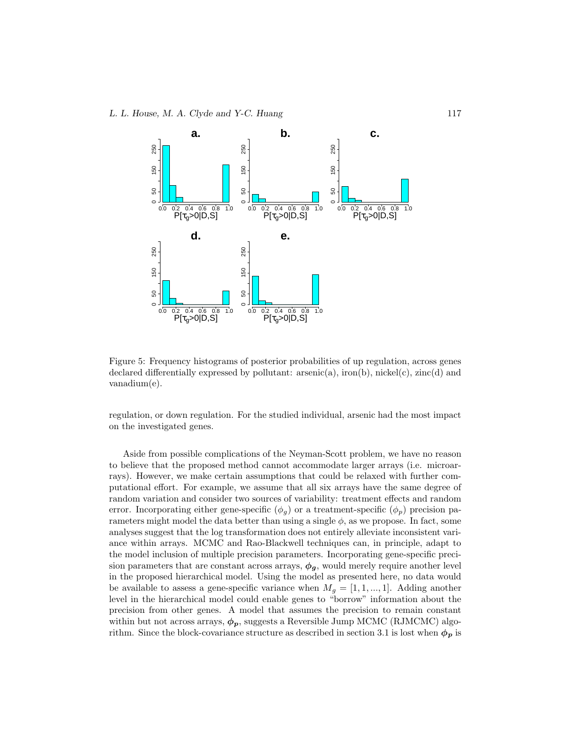Figure 5: Frequency histograms of posterior probabilities of up regulation, across genes declared differentially expressed by pollutant: arsenic(a), iron(b), nickel(c), zinc(d) and vanadium(e).

regulation, or down regulation. For the studied individual, arsenic had the most impact on the investigated genes.

Aside from possible complications of the Neyman-Scott problem, we have no reason to believe that the proposed method cannot accommodate larger arrays (i.e. microarrays). However, we make certain assumptions that could be relaxed with further computational effort. For example, we assume that all six arrays have the same degree of random variation and consider two sources of variability: treatment effects and random error. Incorporating either gene-specific ($\phi_g$) or a treatment-specific ($\phi_p$) precision parameters might model the data better than using a single $\phi$, as we propose. In fact, some analyses suggest that the log transformation does not entirely alleviate inconsistent variance within arrays. MCMC and Rao-Blackwell techniques can, in principle, adapt to the model inclusion of multiple precision parameters. Incorporating gene-specific precision parameters that are constant across arrays, $\boldsymbol{\phi_g}$, would merely require another level in the proposed hierarchical model. Using the model as presented here, no data would be available to assess a gene-specific variance when $M_g = [1, 1, ..., 1]$. Adding another level in the hierarchical model could enable genes to "borrow" information about the precision from other genes. A model that assumes the precision to remain constant within but not across arrays, $\boldsymbol{\phi_p}$, suggests a Reversible Jump MCMC (RJMCMC) algorithm. Since the block-covariance structure as described in section 3.1 is lost when $\boldsymbol{\phi_p}$ is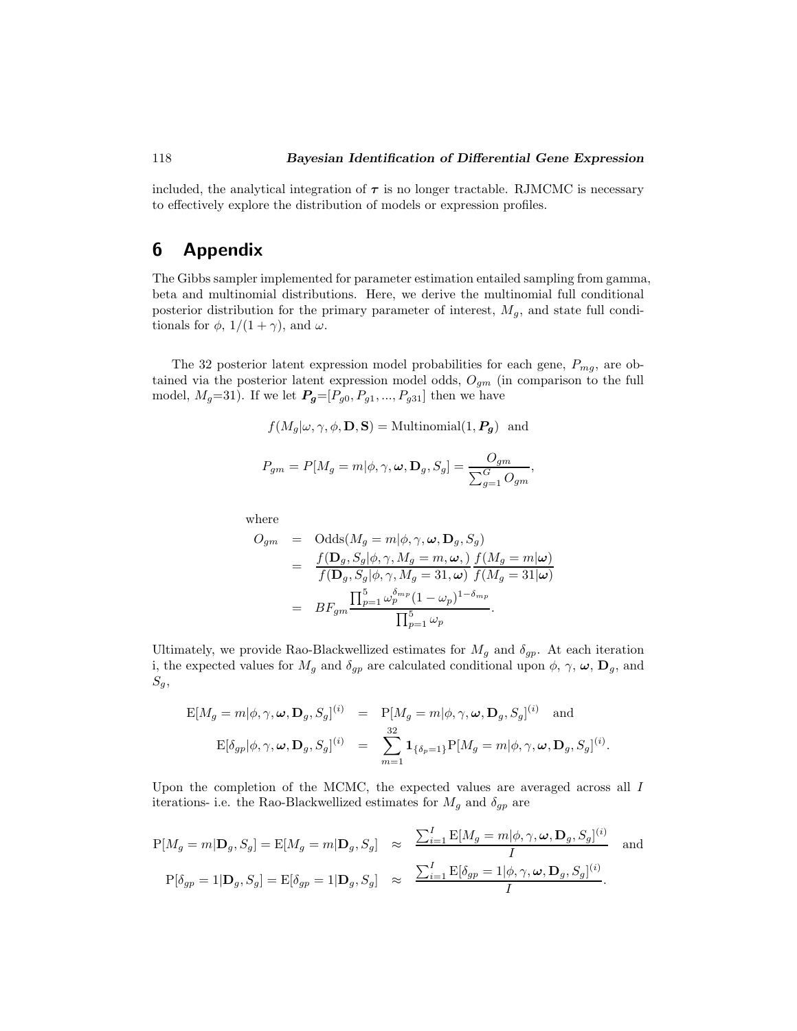included, the analytical integration of $\boldsymbol{\tau}$ is no longer tractable. RJMCMC is necessary to effectively explore the distribution of models or expression profiles.

# 6 Appendix

The Gibbs sampler implemented for parameter estimation entailed sampling from gamma, beta and multinomial distributions. Here, we derive the multinomial full conditional posterior distribution for the primary parameter of interest, $M_g$, and state full conditionals for $\phi$, $1/(1+\gamma)$, and $\omega$.

The 32 posterior latent expression model probabilities for each gene, $P_{mg}$, are obtained via the posterior latent expression model odds, $O_{gm}$ (in comparison to the full model, $M_g$=31). If we let $\boldsymbol{P_g}$=$[P_{g0}, P_{g1}, ..., P_{g31}]$ then we have

$$f(M_g|\omega, \gamma, \phi, \mathbf{D}, \mathbf{S}) = \text{Multinomial}(1, \boldsymbol{P_g}) \quad \text{and}$$

$$P_{gm} = P[M_g = m|\phi, \gamma, \boldsymbol{\omega}, \mathbf{D}_g, S_g] = \frac{O_{gm}}{\sum_{g=1}^{G} O_{gm}},$$

where

$$\begin{aligned}
O_{gm} &= \text{Odds}(M_g = m|\phi, \gamma, \boldsymbol{\omega}, \mathbf{D}_g, S_g) \\
&= \frac{f(\mathbf{D}_g, S_g|\phi, \gamma, M_g = m, \boldsymbol{\omega},)}{f(\mathbf{D}_g, S_g|\phi, \gamma, M_g = 31, \boldsymbol{\omega})} \frac{f(M_g = m|\boldsymbol{\omega})}{f(M_g = 31|\boldsymbol{\omega})} \\
&= BF_{gm} \frac{\prod_{p=1}^{5} \omega_p^{\delta_{mp}} (1-\omega_p)^{1-\delta_{mp}}}{\prod_{p=1}^{5} \omega_p}.
\end{aligned}$$

Ultimately, we provide Rao-Blackwellized estimates for $M_g$ and $\delta_{gp}$. At each iteration i, the expected values for $M_g$ and $\delta_{gp}$ are calculated conditional upon $\phi$, $\gamma$, $\boldsymbol{\omega}$, $\mathbf{D}_g$, and $S_g$,

$$\begin{aligned}
\text{E}[M_g = m|\phi, \gamma, \boldsymbol{\omega}, \mathbf{D}_g, S_g]^{(i)} &= \text{P}[M_g = m|\phi, \gamma, \boldsymbol{\omega}, \mathbf{D}_g, S_g]^{(i)} \quad \text{and} \\
\text{E}[\delta_{gp}|\phi, \gamma, \boldsymbol{\omega}, \mathbf{D}_g, S_g]^{(i)} &= \sum_{m=1}^{32} \mathbf{1}_{\{\delta_p=1\}} \text{P}[M_g = m|\phi, \gamma, \boldsymbol{\omega}, \mathbf{D}_g, S_g]^{(i)}.
\end{aligned}$$

Upon the completion of the MCMC, the expected values are averaged across all $I$ iterations- i.e. the Rao-Blackwellized estimates for $M_g$ and $\delta_{gp}$ are

$$\begin{aligned}
\text{P}[M_g = m|\mathbf{D}_g, S_g] = \text{E}[M_g = m|\mathbf{D}_g, S_g] &\approx \frac{\sum_{i=1}^{I} \text{E}[M_g = m|\phi, \gamma, \boldsymbol{\omega}, \mathbf{D}_g, S_g]^{(i)}}{I} \quad \text{and} \\
\text{P}[\delta_{gp} = 1|\mathbf{D}_g, S_g] = \text{E}[\delta_{gp} = 1|\mathbf{D}_g, S_g] &\approx \frac{\sum_{i=1}^{I} \text{E}[\delta_{gp} = 1|\phi, \gamma, \boldsymbol{\omega}, \mathbf{D}_g, S_g]^{(i)}}{I}.
\end{aligned}$$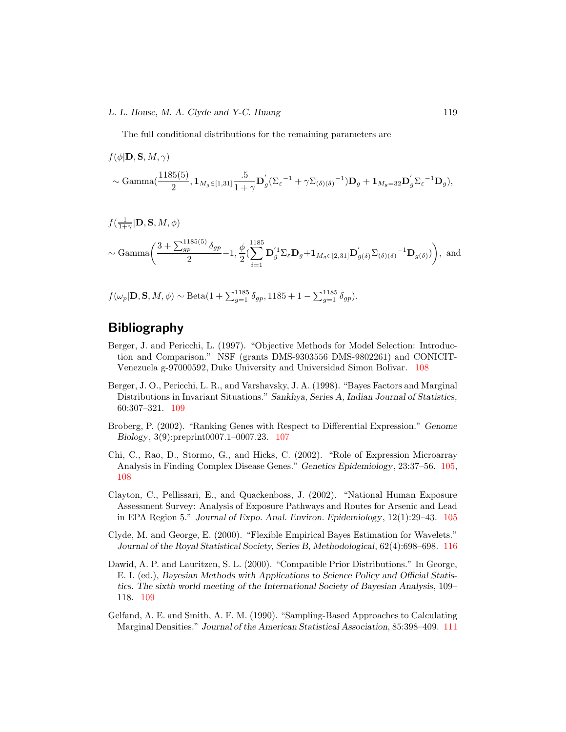The full conditional distributions for the remaining parameters are

$$f(\phi|\mathbf{D}, \mathbf{S}, M, \gamma)$$

$$\sim \text{Gamma}(\frac{1185(5)}{2}, \mathbf{1}_{M_g \in [1,31]} \frac{.5}{1+\gamma} \mathbf{D}_g^{'}({\Sigma_\varepsilon}^{-1} + \gamma {\Sigma_{(\delta)(\delta)}}^{-1})\mathbf{D}_g + \mathbf{1}_{M_g = 32} \mathbf{D}_g^{'} {\Sigma_\varepsilon}^{-1} \mathbf{D}_g),$$

$$f(\tfrac{1}{1+\gamma}|\mathbf{D}, \mathbf{S}, M, \phi)$$

$$\sim \text{Gamma}\Bigg(\frac{3 + \sum_{gp}^{1185(5)} \delta_{gp}}{2} - 1, \frac{\phi}{2}(\sum_{i=1}^{1185} \mathbf{D}_g^{'1} \Sigma_\varepsilon \mathbf{D}_g + \mathbf{1}_{M_g \in [2,31]} \mathbf{D}_{g(\delta)}^{'} {\Sigma_{(\delta)(\delta)}}^{-1} \mathbf{D}_{g(\delta)})\Bigg), \text{ and}$$

$$f(\omega_p|\mathbf{D}, \mathbf{S}, M, \phi) \sim \text{Beta}(1 + \textstyle\sum_{g=1}^{1185} \delta_{gp}, 1185 + 1 - \sum_{g=1}^{1185} \delta_{gp}).$$

## Bibliography

Berger, J. and Pericchi, L. (1997). "Objective Methods for Model Selection: Introduction and Comparison." NSF (grants DMS-9303556 DMS-9802261) and CONICIT-Venezuela g-97000592, Duke University and Universidad Simon Bolivar. 108

Berger, J. O., Pericchi, L. R., and Varshavsky, J. A. (1998). "Bayes Factors and Marginal Distributions in Invariant Situations." *Sankhya, Series A, Indian Journal of Statistics*, 60:307–321. 109

Broberg, P. (2002). "Ranking Genes with Respect to Differential Expression." *Genome Biology*, 3(9):preprint0007.1–0007.23. 107

Chi, C., Rao, D., Stormo, G., and Hicks, C. (2002). "Role of Expression Microarray Analysis in Finding Complex Disease Genes." *Genetics Epidemiology*, 23:37–56. 105, 108

Clayton, C., Pellissari, E., and Quackenboss, J. (2002). "National Human Exposure Assessment Survey: Analysis of Exposure Pathways and Routes for Arsenic and Lead in EPA Region 5." *Journal of Expo. Anal. Environ. Epidemiology*, 12(1):29–43. 105

Clyde, M. and George, E. (2000). "Flexible Empirical Bayes Estimation for Wavelets." *Journal of the Royal Statistical Society, Series B, Methodological*, 62(4):698–698. 116

Dawid, A. P. and Lauritzen, S. L. (2000). "Compatible Prior Distributions." In George, E. I. (ed.), *Bayesian Methods with Applications to Science Policy and Official Statistics. The sixth world meeting of the International Society of Bayesian Analysis*, 109–118. 109

Gelfand, A. E. and Smith, A. F. M. (1990). "Sampling-Based Approaches to Calculating Marginal Densities." *Journal of the American Statistical Association*, 85:398–409. 111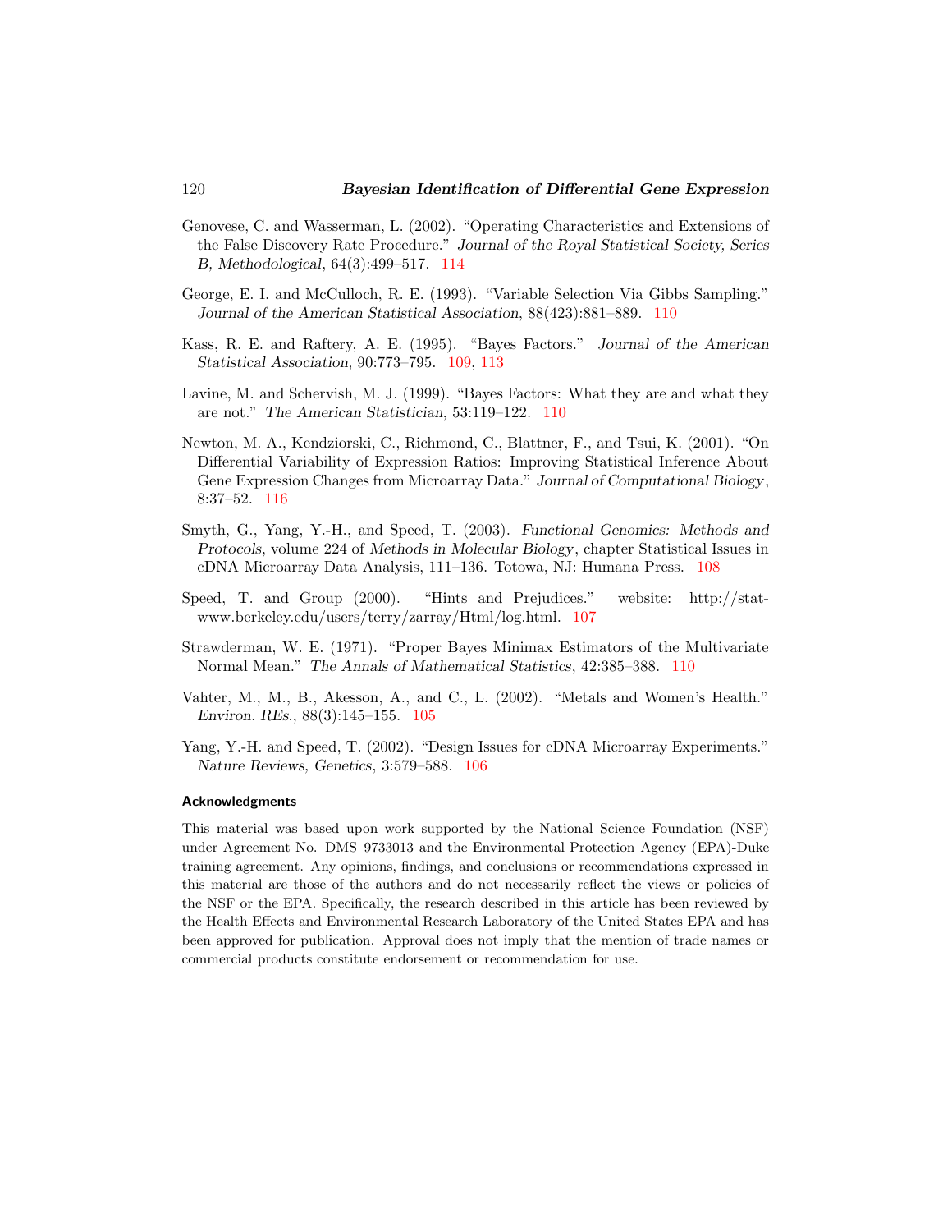Genovese, C. and Wasserman, L. (2002). "Operating Characteristics and Extensions of the False Discovery Rate Procedure." *Journal of the Royal Statistical Society, Series B, Methodological*, 64(3):499–517. 114

George, E. I. and McCulloch, R. E. (1993). "Variable Selection Via Gibbs Sampling." *Journal of the American Statistical Association*, 88(423):881–889. 110

Kass, R. E. and Raftery, A. E. (1995). "Bayes Factors." *Journal of the American Statistical Association*, 90:773–795. 109, 113

Lavine, M. and Schervish, M. J. (1999). "Bayes Factors: What they are and what they are not." *The American Statistician*, 53:119–122. 110

Newton, M. A., Kendziorski, C., Richmond, C., Blattner, F., and Tsui, K. (2001). "On Differential Variability of Expression Ratios: Improving Statistical Inference About Gene Expression Changes from Microarray Data." *Journal of Computational Biology*, 8:37–52. 116

Smyth, G., Yang, Y.-H., and Speed, T. (2003). *Functional Genomics: Methods and Protocols*, volume 224 of *Methods in Molecular Biology*, chapter Statistical Issues in cDNA Microarray Data Analysis, 111–136. Totowa, NJ: Humana Press. 108

Speed, T. and Group (2000). "Hints and Prejudices." website: http://stat-www.berkeley.edu/users/terry/zarray/Html/log.html. 107

Strawderman, W. E. (1971). "Proper Bayes Minimax Estimators of the Multivariate Normal Mean." *The Annals of Mathematical Statistics*, 42:385–388. 110

Vahter, M., M., B., Akesson, A., and C., L. (2002). "Metals and Women's Health." *Environ. REs.*, 88(3):145–155. 105

Yang, Y.-H. and Speed, T. (2002). "Design Issues for cDNA Microarray Experiments." *Nature Reviews, Genetics*, 3:579–588. 106

#### Acknowledgments

This material was based upon work supported by the National Science Foundation (NSF) under Agreement No. DMS–9733013 and the Environmental Protection Agency (EPA)-Duke training agreement. Any opinions, findings, and conclusions or recommendations expressed in this material are those of the authors and do not necessarily reflect the views or policies of the NSF or the EPA. Specifically, the research described in this article has been reviewed by the Health Effects and Environmental Research Laboratory of the United States EPA and has been approved for publication. Approval does not imply that the mention of trade names or commercial products constitute endorsement or recommendation for use.